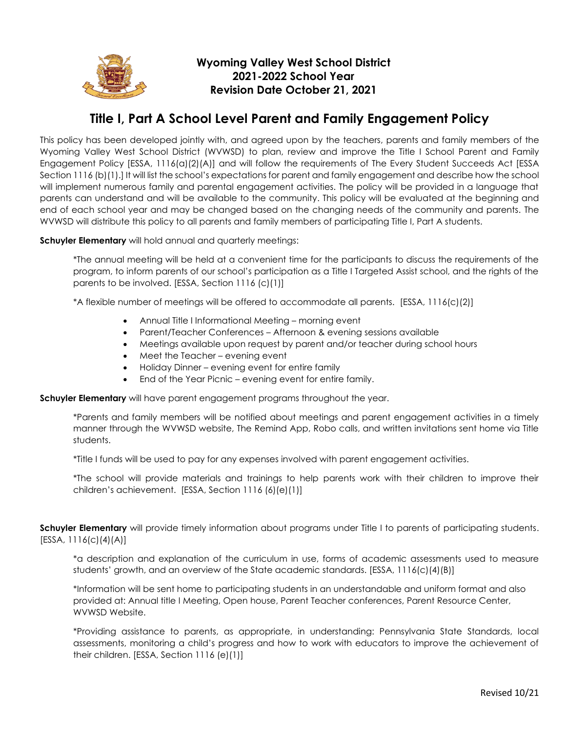**Wyoming Valley West School District**
**2021-2022 School Year**
**Revision Date October 21, 2021**

# Title I, Part A School Level Parent and Family Engagement Policy

This policy has been developed jointly with, and agreed upon by the teachers, parents and family members of the Wyoming Valley West School District (WVWSD) to plan, review and improve the Title I School Parent and Family Engagement Policy [ESSA, 1116(a)(2)(A)] and will follow the requirements of The Every Student Succeeds Act [ESSA Section 1116 (b)(1).] It will list the school's expectations for parent and family engagement and describe how the school will implement numerous family and parental engagement activities. The policy will be provided in a language that parents can understand and will be available to the community. This policy will be evaluated at the beginning and end of each school year and may be changed based on the changing needs of the community and parents. The WVWSD will distribute this policy to all parents and family members of participating Title I, Part A students.

**Schuyler Elementary** will hold annual and quarterly meetings:

*The annual meeting will be held at a convenient time for the participants to discuss the requirements of the program, to inform parents of our school's participation as a Title I Targeted Assist school, and the rights of the parents to be involved. [ESSA, Section 1116 (c)(1)]

*A flexible number of meetings will be offered to accommodate all parents. [ESSA, 1116(c)(2)]

- Annual Title I Informational Meeting – morning event
- Parent/Teacher Conferences – Afternoon & evening sessions available
- Meetings available upon request by parent and/or teacher during school hours
- Meet the Teacher – evening event
- Holiday Dinner – evening event for entire family
- End of the Year Picnic – evening event for entire family.

**Schuyler Elementary** will have parent engagement programs throughout the year.

*Parents and family members will be notified about meetings and parent engagement activities in a timely manner through the WVWSD website, The Remind App, Robo calls, and written invitations sent home via Title students.

*Title I funds will be used to pay for any expenses involved with parent engagement activities.

*The school will provide materials and trainings to help parents work with their children to improve their children's achievement. [ESSA, Section 1116 (6)(e)(1)]

**Schuyler Elementary** will provide timely information about programs under Title I to parents of participating students. [ESSA, 1116(c)(4)(A)]

*a description and explanation of the curriculum in use, forms of academic assessments used to measure students' growth, and an overview of the State academic standards. [ESSA, 1116(c)(4)(B)]

*Information will be sent home to participating students in an understandable and uniform format and also provided at: Annual title I Meeting, Open house, Parent Teacher conferences, Parent Resource Center, WVWSD Website.

*Providing assistance to parents, as appropriate, in understanding: Pennsylvania State Standards, local assessments, monitoring a child's progress and how to work with educators to improve the achievement of their children. [ESSA, Section 1116 (e)(1)]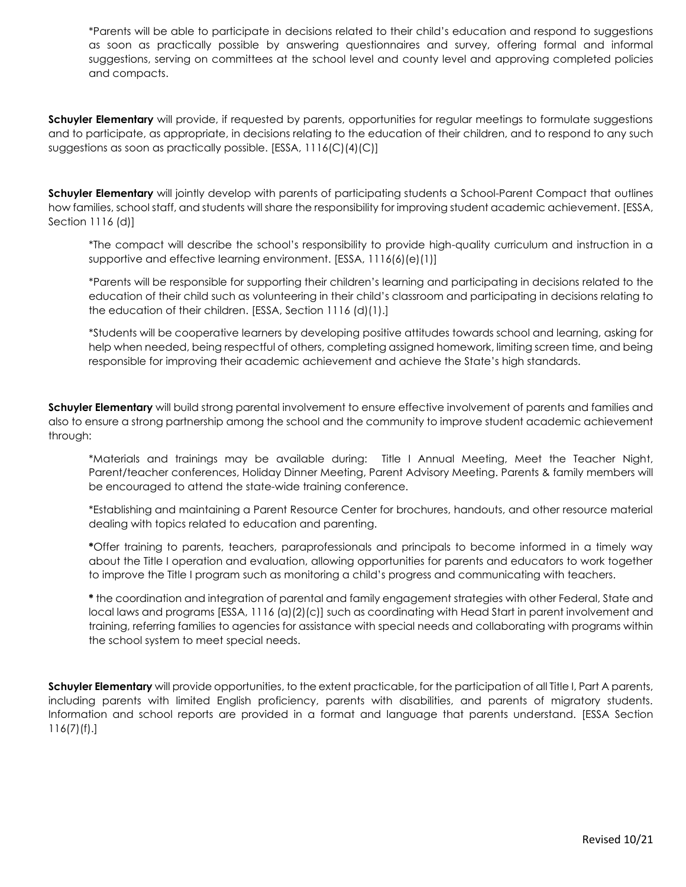*Parents will be able to participate in decisions related to their child's education and respond to suggestions as soon as practically possible by answering questionnaires and survey, offering formal and informal suggestions, serving on committees at the school level and county level and approving completed policies and compacts.

**Schuyler Elementary** will provide, if requested by parents, opportunities for regular meetings to formulate suggestions and to participate, as appropriate, in decisions relating to the education of their children, and to respond to any such suggestions as soon as practically possible. [ESSA, 1116(C)(4)(C)]

**Schuyler Elementary** will jointly develop with parents of participating students a School-Parent Compact that outlines how families, school staff, and students will share the responsibility for improving student academic achievement. [ESSA, Section 1116 (d)]

*The compact will describe the school's responsibility to provide high-quality curriculum and instruction in a supportive and effective learning environment. [ESSA, 1116(6)(e)(1)]

*Parents will be responsible for supporting their children's learning and participating in decisions related to the education of their child such as volunteering in their child's classroom and participating in decisions relating to the education of their children. [ESSA, Section 1116 (d)(1).]

*Students will be cooperative learners by developing positive attitudes towards school and learning, asking for help when needed, being respectful of others, completing assigned homework, limiting screen time, and being responsible for improving their academic achievement and achieve the State's high standards.

**Schuyler Elementary** will build strong parental involvement to ensure effective involvement of parents and families and also to ensure a strong partnership among the school and the community to improve student academic achievement through:

*Materials and trainings may be available during: Title I Annual Meeting, Meet the Teacher Night, Parent/teacher conferences, Holiday Dinner Meeting, Parent Advisory Meeting. Parents & family members will be encouraged to attend the state-wide training conference.

*Establishing and maintaining a Parent Resource Center for brochures, handouts, and other resource material dealing with topics related to education and parenting.

**\***Offer training to parents, teachers, paraprofessionals and principals to become informed in a timely way about the Title I operation and evaluation, allowing opportunities for parents and educators to work together to improve the Title I program such as monitoring a child's progress and communicating with teachers.

**\*** the coordination and integration of parental and family engagement strategies with other Federal, State and local laws and programs [ESSA, 1116 (a)(2)(c)] such as coordinating with Head Start in parent involvement and training, referring families to agencies for assistance with special needs and collaborating with programs within the school system to meet special needs.

**Schuyler Elementary** will provide opportunities, to the extent practicable, for the participation of all Title I, Part A parents, including parents with limited English proficiency, parents with disabilities, and parents of migratory students. Information and school reports are provided in a format and language that parents understand. [ESSA Section 116(7)(f).]

Revised 10/21